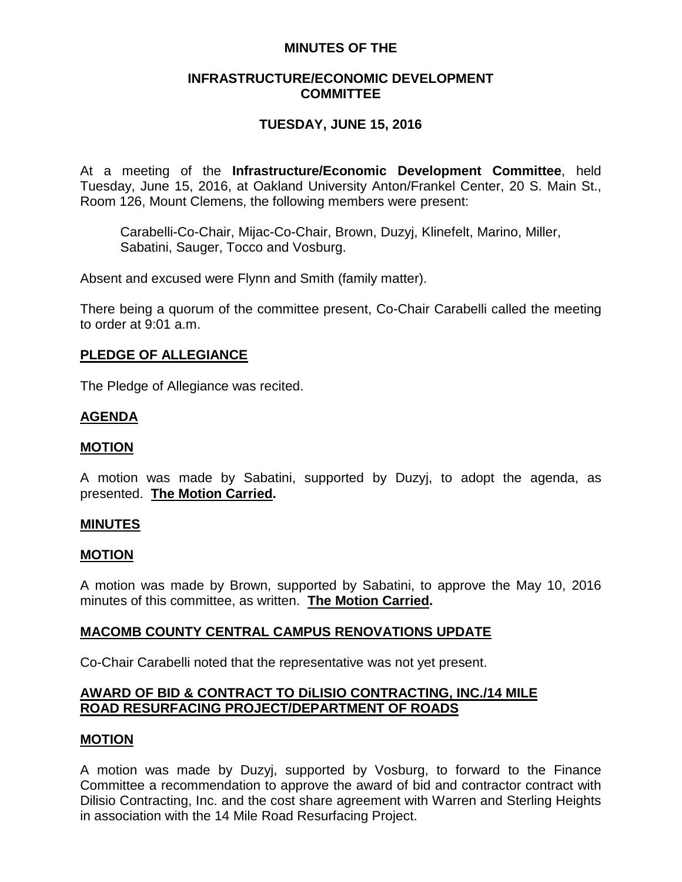# MINUTES OF THE

## INFRASTRUCTURE/ECONOMIC DEVELOPMENT COMMITTEE

## TUESDAY, JUNE 15, 2016

At a meeting of the **Infrastructure/Economic Development Committee**, held Tuesday, June 15, 2016, at Oakland University Anton/Frankel Center, 20 S. Main St., Room 126, Mount Clemens, the following members were present:

> Carabelli-Co-Chair, Mijac-Co-Chair, Brown, Duzyj, Klinefelt, Marino, Miller, Sabatini, Sauger, Tocco and Vosburg.

Absent and excused were Flynn and Smith (family matter).

There being a quorum of the committee present, Co-Chair Carabelli called the meeting to order at 9:01 a.m.

**PLEDGE OF ALLEGIANCE**

The Pledge of Allegiance was recited.

**AGENDA**

**MOTION**

A motion was made by Sabatini, supported by Duzyj, to adopt the agenda, as presented. **The Motion Carried.**

**MINUTES**

**MOTION**

A motion was made by Brown, supported by Sabatini, to approve the May 10, 2016 minutes of this committee, as written. **The Motion Carried.**

**MACOMB COUNTY CENTRAL CAMPUS RENOVATIONS UPDATE**

Co-Chair Carabelli noted that the representative was not yet present.

**AWARD OF BID & CONTRACT TO DiLISIO CONTRACTING, INC./14 MILE ROAD RESURFACING PROJECT/DEPARTMENT OF ROADS**

**MOTION**

A motion was made by Duzyj, supported by Vosburg, to forward to the Finance Committee a recommendation to approve the award of bid and contractor contract with Dilisio Contracting, Inc. and the cost share agreement with Warren and Sterling Heights in association with the 14 Mile Road Resurfacing Project.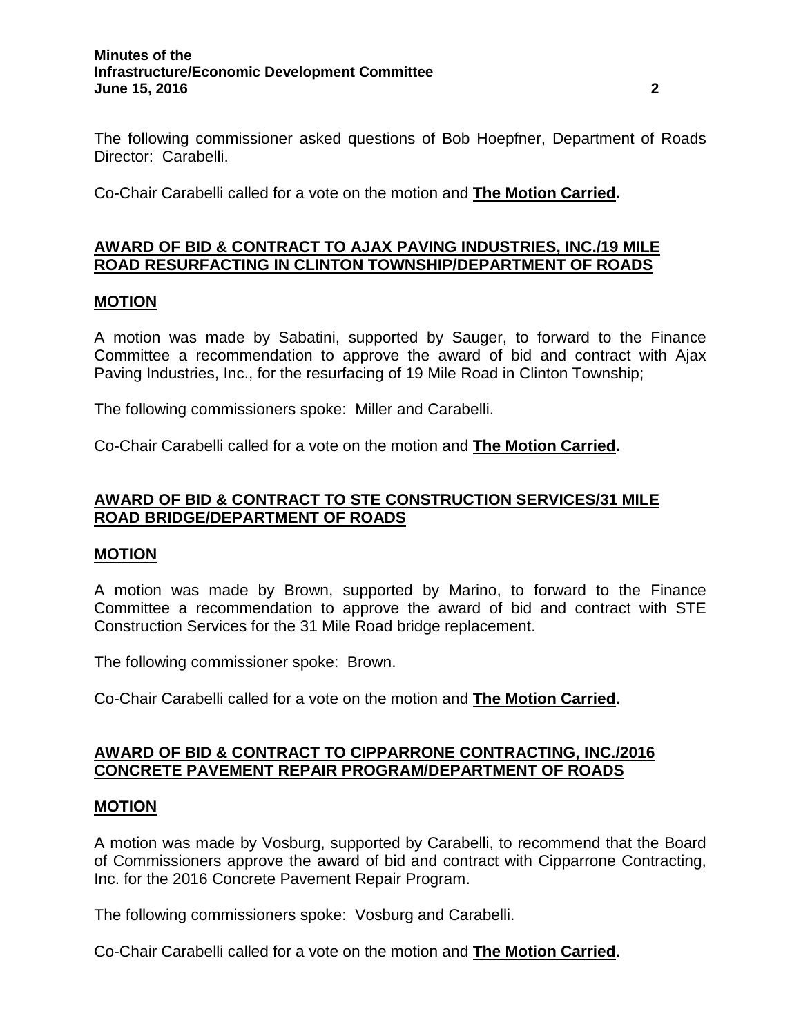The following commissioner asked questions of Bob Hoepfner, Department of Roads Director: Carabelli.

Co-Chair Carabelli called for a vote on the motion and **The Motion Carried.**

## AWARD OF BID & CONTRACT TO AJAX PAVING INDUSTRIES, INC./19 MILE ROAD RESURFACING IN CLINTON TOWNSHIP/DEPARTMENT OF ROADS

### MOTION

A motion was made by Sabatini, supported by Sauger, to forward to the Finance Committee a recommendation to approve the award of bid and contract with Ajax Paving Industries, Inc., for the resurfacing of 19 Mile Road in Clinton Township;

The following commissioners spoke: Miller and Carabelli.

Co-Chair Carabelli called for a vote on the motion and **The Motion Carried.**

## AWARD OF BID & CONTRACT TO STE CONSTRUCTION SERVICES/31 MILE ROAD BRIDGE/DEPARTMENT OF ROADS

### MOTION

A motion was made by Brown, supported by Marino, to forward to the Finance Committee a recommendation to approve the award of bid and contract with STE Construction Services for the 31 Mile Road bridge replacement.

The following commissioner spoke: Brown.

Co-Chair Carabelli called for a vote on the motion and **The Motion Carried.**

## AWARD OF BID & CONTRACT TO CIPPARRONE CONTRACTING, INC./2016 CONCRETE PAVEMENT REPAIR PROGRAM/DEPARTMENT OF ROADS

### MOTION

A motion was made by Vosburg, supported by Carabelli, to recommend that the Board of Commissioners approve the award of bid and contract with Cipparrone Contracting, Inc. for the 2016 Concrete Pavement Repair Program.

The following commissioners spoke: Vosburg and Carabelli.

Co-Chair Carabelli called for a vote on the motion and **The Motion Carried.**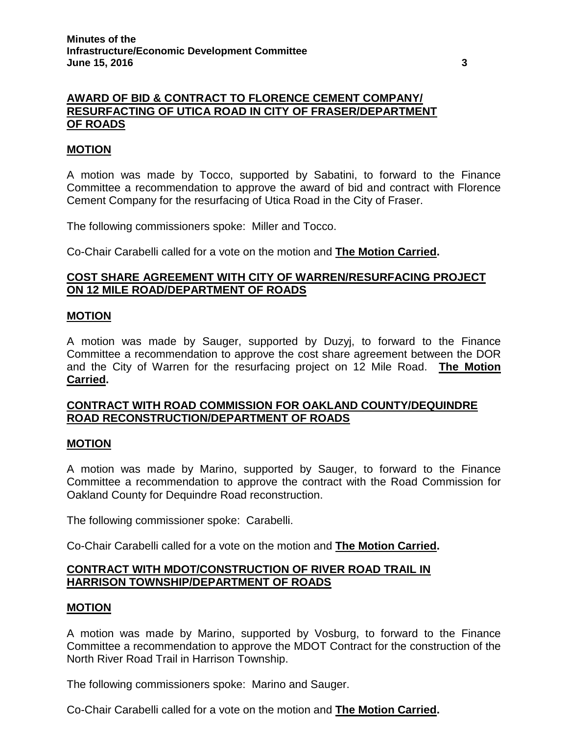## AWARD OF BID & CONTRACT TO FLORENCE CEMENT COMPANY/ RESURFACING OF UTICA ROAD IN CITY OF FRASER/DEPARTMENT OF ROADS

### MOTION

A motion was made by Tocco, supported by Sabatini, to forward to the Finance Committee a recommendation to approve the award of bid and contract with Florence Cement Company for the resurfacing of Utica Road in the City of Fraser.

The following commissioners spoke: Miller and Tocco.

Co-Chair Carabelli called for a vote on the motion and **The Motion Carried.**

## COST SHARE AGREEMENT WITH CITY OF WARREN/RESURFACING PROJECT ON 12 MILE ROAD/DEPARTMENT OF ROADS

### MOTION

A motion was made by Sauger, supported by Duzyj, to forward to the Finance Committee a recommendation to approve the cost share agreement between the DOR and the City of Warren for the resurfacing project on 12 Mile Road. **The Motion Carried.**

## CONTRACT WITH ROAD COMMISSION FOR OAKLAND COUNTY/DEQUINDRE ROAD RECONSTRUCTION/DEPARTMENT OF ROADS

### MOTION

A motion was made by Marino, supported by Sauger, to forward to the Finance Committee a recommendation to approve the contract with the Road Commission for Oakland County for Dequindre Road reconstruction.

The following commissioner spoke: Carabelli.

Co-Chair Carabelli called for a vote on the motion and **The Motion Carried.**

## CONTRACT WITH MDOT/CONSTRUCTION OF RIVER ROAD TRAIL IN HARRISON TOWNSHIP/DEPARTMENT OF ROADS

### MOTION

A motion was made by Marino, supported by Vosburg, to forward to the Finance Committee a recommendation to approve the MDOT Contract for the construction of the North River Road Trail in Harrison Township.

The following commissioners spoke: Marino and Sauger.

Co-Chair Carabelli called for a vote on the motion and **The Motion Carried.**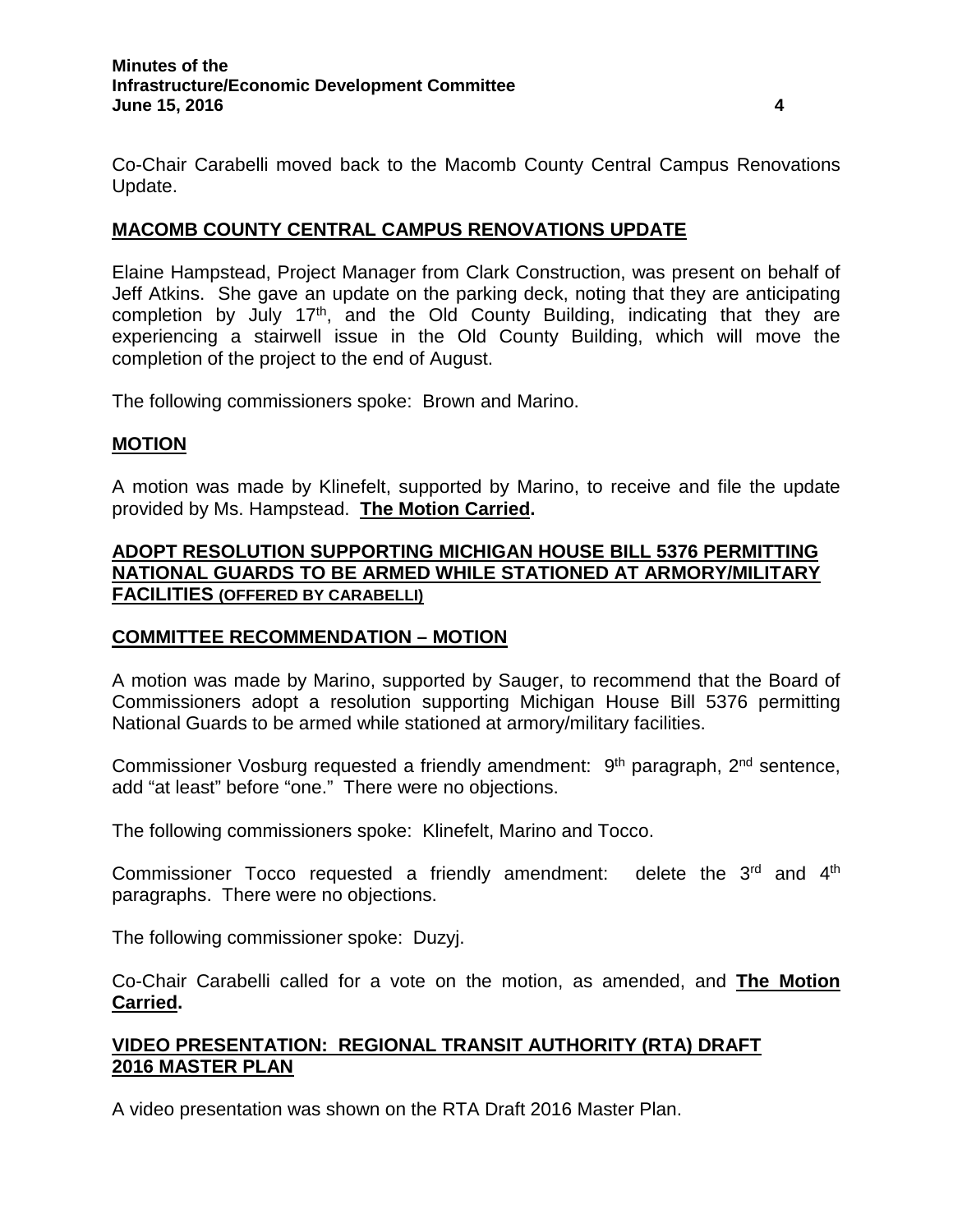Co-Chair Carabelli moved back to the Macomb County Central Campus Renovations Update.

## MACOMB COUNTY CENTRAL CAMPUS RENOVATIONS UPDATE

Elaine Hampstead, Project Manager from Clark Construction, was present on behalf of Jeff Atkins. She gave an update on the parking deck, noting that they are anticipating completion by July 17th, and the Old County Building, indicating that they are experiencing a stairwell issue in the Old County Building, which will move the completion of the project to the end of August.

The following commissioners spoke: Brown and Marino.

## MOTION

A motion was made by Klinefelt, supported by Marino, to receive and file the update provided by Ms. Hampstead. **The Motion Carried.**

## ADOPT RESOLUTION SUPPORTING MICHIGAN HOUSE BILL 5376 PERMITTING NATIONAL GUARDS TO BE ARMED WHILE STATIONED AT ARMORY/MILITARY FACILITIES (OFFERED BY CARABELLI)

## COMMITTEE RECOMMENDATION – MOTION

A motion was made by Marino, supported by Sauger, to recommend that the Board of Commissioners adopt a resolution supporting Michigan House Bill 5376 permitting National Guards to be armed while stationed at armory/military facilities.

Commissioner Vosburg requested a friendly amendment: 9th paragraph, 2nd sentence, add "at least" before "one." There were no objections.

The following commissioners spoke: Klinefelt, Marino and Tocco.

Commissioner Tocco requested a friendly amendment: delete the 3rd and 4th paragraphs. There were no objections.

The following commissioner spoke: Duzyj.

Co-Chair Carabelli called for a vote on the motion, as amended, and **The Motion Carried.**

## VIDEO PRESENTATION: REGIONAL TRANSIT AUTHORITY (RTA) DRAFT 2016 MASTER PLAN

A video presentation was shown on the RTA Draft 2016 Master Plan.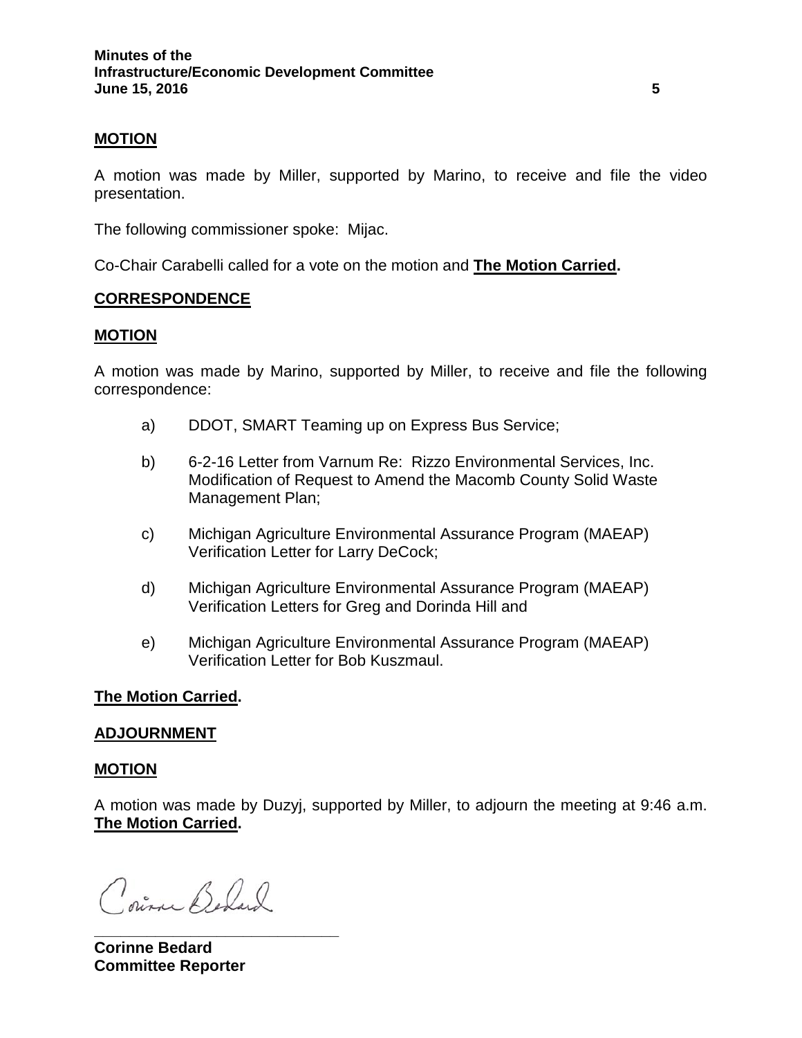**MOTION**

A motion was made by Miller, supported by Marino, to receive and file the video presentation.

The following commissioner spoke: Mijac.

Co-Chair Carabelli called for a vote on the motion and **The Motion Carried.**

**CORRESPONDENCE**

**MOTION**

A motion was made by Marino, supported by Miller, to receive and file the following correspondence:

a) DDOT, SMART Teaming up on Express Bus Service;

b) 6-2-16 Letter from Varnum Re: Rizzo Environmental Services, Inc. Modification of Request to Amend the Macomb County Solid Waste Management Plan;

c) Michigan Agriculture Environmental Assurance Program (MAEAP) Verification Letter for Larry DeCock;

d) Michigan Agriculture Environmental Assurance Program (MAEAP) Verification Letters for Greg and Dorinda Hill and

e) Michigan Agriculture Environmental Assurance Program (MAEAP) Verification Letter for Bob Kuszmaul.

**The Motion Carried.**

**ADJOURNMENT**

**MOTION**

A motion was made by Duzyj, supported by Miller, to adjourn the meeting at 9:46 a.m. **The Motion Carried.**

Corinne Bedard

\_\_\_\_\_\_\_\_\_\_\_\_\_\_\_\_\_\_\_\_\_\_\_\_\_\_\_\_\_\_

**Corinne Bedard**
**Committee Reporter**